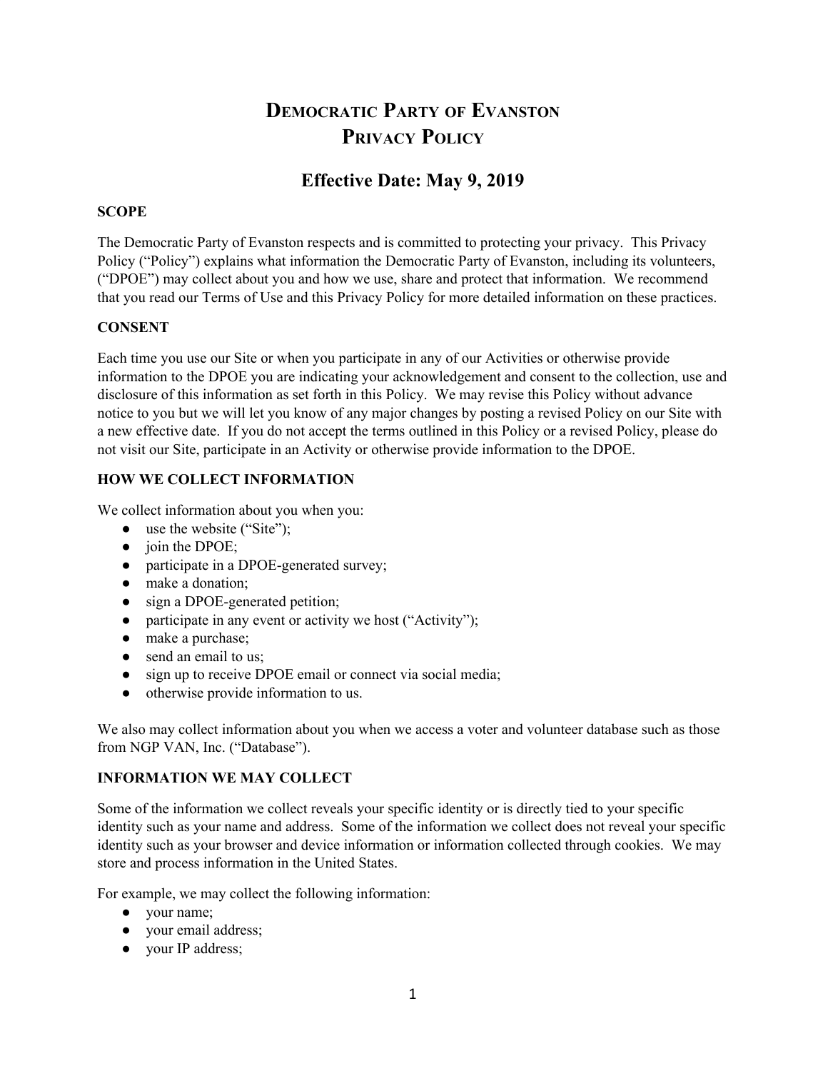# Democratic Party of Evanston
# Privacy Policy

## Effective Date: May 9, 2019

**SCOPE**

The Democratic Party of Evanston respects and is committed to protecting your privacy. This Privacy Policy ("Policy") explains what information the Democratic Party of Evanston, including its volunteers, ("DPOE") may collect about you and how we use, share and protect that information. We recommend that you read our Terms of Use and this Privacy Policy for more detailed information on these practices.

**CONSENT**

Each time you use our Site or when you participate in any of our Activities or otherwise provide information to the DPOE you are indicating your acknowledgement and consent to the collection, use and disclosure of this information as set forth in this Policy. We may revise this Policy without advance notice to you but we will let you know of any major changes by posting a revised Policy on our Site with a new effective date. If you do not accept the terms outlined in this Policy or a revised Policy, please do not visit our Site, participate in an Activity or otherwise provide information to the DPOE.

**HOW WE COLLECT INFORMATION**

We collect information about you when you:

- use the website ("Site");
- join the DPOE;
- participate in a DPOE-generated survey;
- make a donation;
- sign a DPOE-generated petition;
- participate in any event or activity we host ("Activity");
- make a purchase;
- send an email to us;
- sign up to receive DPOE email or connect via social media;
- otherwise provide information to us.

We also may collect information about you when we access a voter and volunteer database such as those from NGP VAN, Inc. ("Database").

**INFORMATION WE MAY COLLECT**

Some of the information we collect reveals your specific identity or is directly tied to your specific identity such as your name and address. Some of the information we collect does not reveal your specific identity such as your browser and device information or information collected through cookies. We may store and process information in the United States.

For example, we may collect the following information:

- your name;
- your email address;
- your IP address;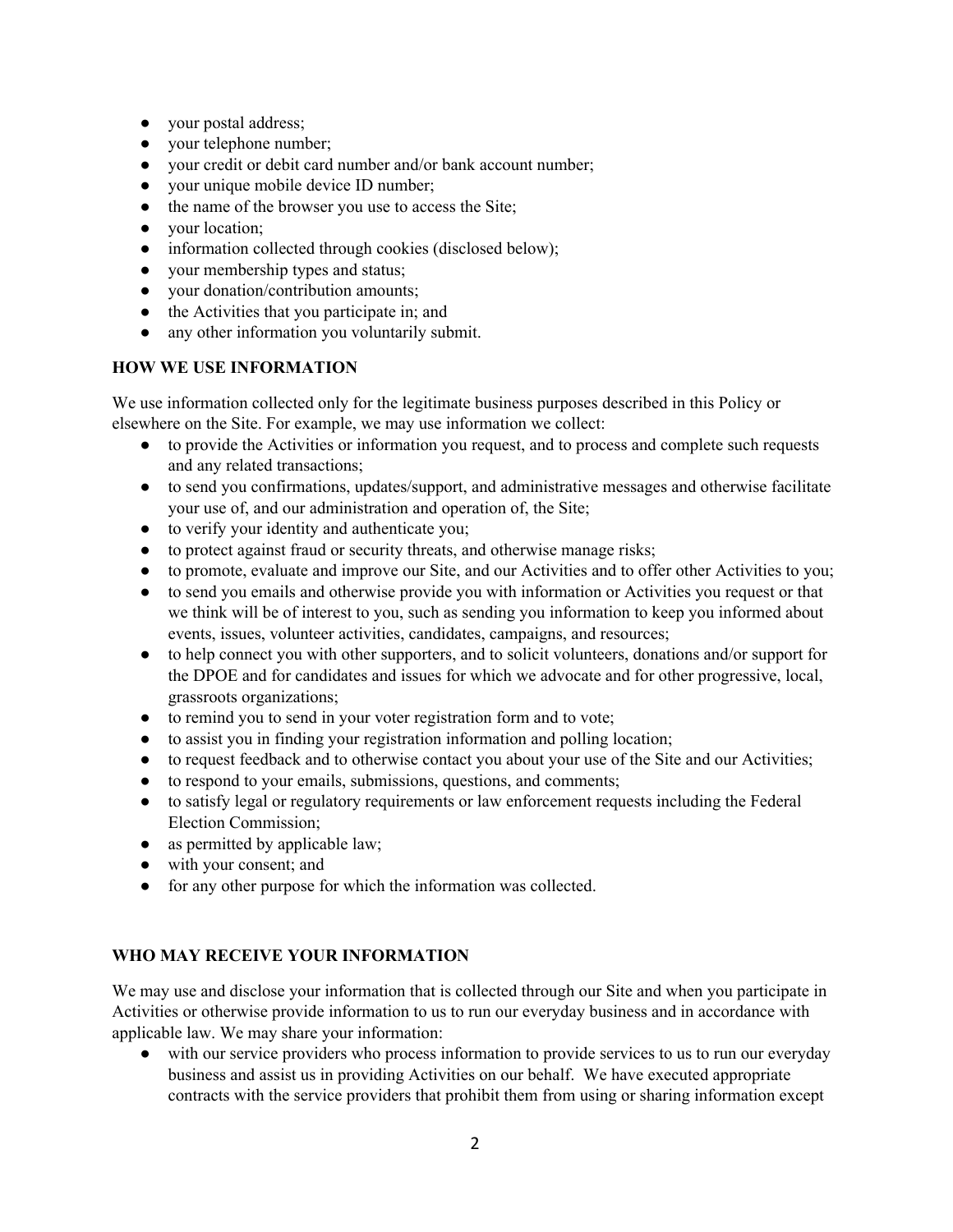- your postal address;
- your telephone number;
- your credit or debit card number and/or bank account number;
- your unique mobile device ID number;
- the name of the browser you use to access the Site;
- your location;
- information collected through cookies (disclosed below);
- your membership types and status;
- your donation/contribution amounts;
- the Activities that you participate in; and
- any other information you voluntarily submit.

**HOW WE USE INFORMATION**

We use information collected only for the legitimate business purposes described in this Policy or elsewhere on the Site. For example, we may use information we collect:

- to provide the Activities or information you request, and to process and complete such requests and any related transactions;
- to send you confirmations, updates/support, and administrative messages and otherwise facilitate your use of, and our administration and operation of, the Site;
- to verify your identity and authenticate you;
- to protect against fraud or security threats, and otherwise manage risks;
- to promote, evaluate and improve our Site, and our Activities and to offer other Activities to you;
- to send you emails and otherwise provide you with information or Activities you request or that we think will be of interest to you, such as sending you information to keep you informed about events, issues, volunteer activities, candidates, campaigns, and resources;
- to help connect you with other supporters, and to solicit volunteers, donations and/or support for the DPOE and for candidates and issues for which we advocate and for other progressive, local, grassroots organizations;
- to remind you to send in your voter registration form and to vote;
- to assist you in finding your registration information and polling location;
- to request feedback and to otherwise contact you about your use of the Site and our Activities;
- to respond to your emails, submissions, questions, and comments;
- to satisfy legal or regulatory requirements or law enforcement requests including the Federal Election Commission;
- as permitted by applicable law;
- with your consent; and
- for any other purpose for which the information was collected.

**WHO MAY RECEIVE YOUR INFORMATION**

We may use and disclose your information that is collected through our Site and when you participate in Activities or otherwise provide information to us to run our everyday business and in accordance with applicable law. We may share your information:

- with our service providers who process information to provide services to us to run our everyday business and assist us in providing Activities on our behalf. We have executed appropriate contracts with the service providers that prohibit them from using or sharing information except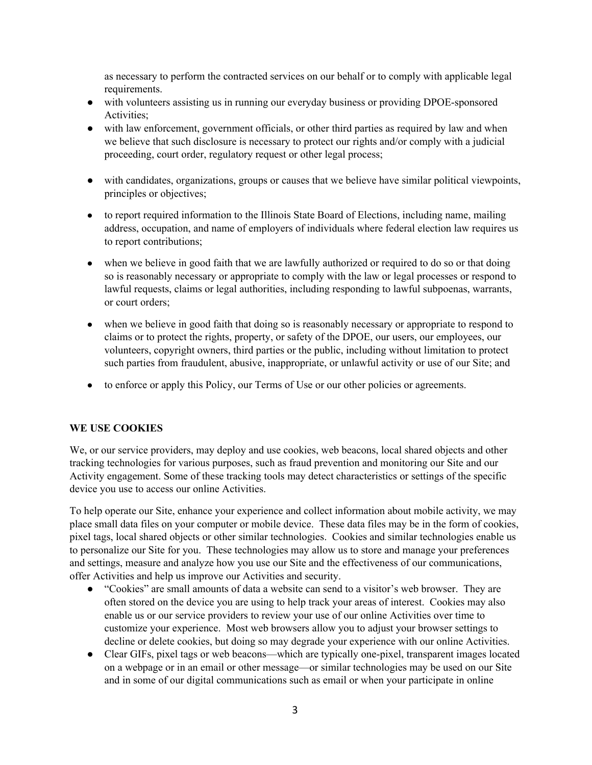as necessary to perform the contracted services on our behalf or to comply with applicable legal requirements.

- with volunteers assisting us in running our everyday business or providing DPOE-sponsored Activities;
- with law enforcement, government officials, or other third parties as required by law and when we believe that such disclosure is necessary to protect our rights and/or comply with a judicial proceeding, court order, regulatory request or other legal process;
- with candidates, organizations, groups or causes that we believe have similar political viewpoints, principles or objectives;
- to report required information to the Illinois State Board of Elections, including name, mailing address, occupation, and name of employers of individuals where federal election law requires us to report contributions;
- when we believe in good faith that we are lawfully authorized or required to do so or that doing so is reasonably necessary or appropriate to comply with the law or legal processes or respond to lawful requests, claims or legal authorities, including responding to lawful subpoenas, warrants, or court orders;
- when we believe in good faith that doing so is reasonably necessary or appropriate to respond to claims or to protect the rights, property, or safety of the DPOE, our users, our employees, our volunteers, copyright owners, third parties or the public, including without limitation to protect such parties from fraudulent, abusive, inappropriate, or unlawful activity or use of our Site; and
- to enforce or apply this Policy, our Terms of Use or our other policies or agreements.

**WE USE COOKIES**

We, or our service providers, may deploy and use cookies, web beacons, local shared objects and other tracking technologies for various purposes, such as fraud prevention and monitoring our Site and our Activity engagement. Some of these tracking tools may detect characteristics or settings of the specific device you use to access our online Activities.

To help operate our Site, enhance your experience and collect information about mobile activity, we may place small data files on your computer or mobile device. These data files may be in the form of cookies, pixel tags, local shared objects or other similar technologies. Cookies and similar technologies enable us to personalize our Site for you. These technologies may allow us to store and manage your preferences and settings, measure and analyze how you use our Site and the effectiveness of our communications, offer Activities and help us improve our Activities and security.

- "Cookies" are small amounts of data a website can send to a visitor's web browser. They are often stored on the device you are using to help track your areas of interest. Cookies may also enable us or our service providers to review your use of our online Activities over time to customize your experience. Most web browsers allow you to adjust your browser settings to decline or delete cookies, but doing so may degrade your experience with our online Activities.
- Clear GIFs, pixel tags or web beacons—which are typically one-pixel, transparent images located on a webpage or in an email or other message—or similar technologies may be used on our Site and in some of our digital communications such as email or when your participate in online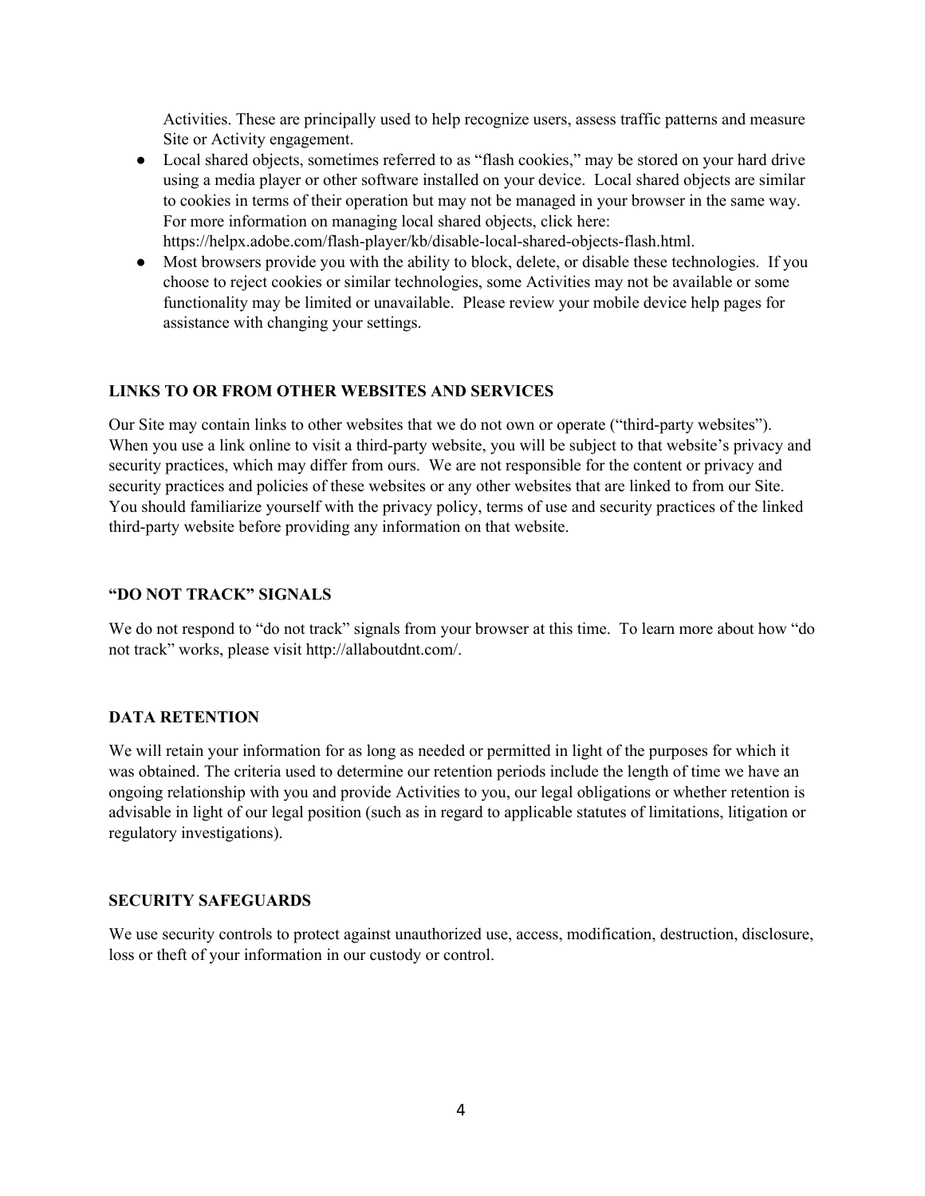Activities. These are principally used to help recognize users, assess traffic patterns and measure Site or Activity engagement.

- Local shared objects, sometimes referred to as "flash cookies," may be stored on your hard drive using a media player or other software installed on your device. Local shared objects are similar to cookies in terms of their operation but may not be managed in your browser in the same way. For more information on managing local shared objects, click here: https://helpx.adobe.com/flash-player/kb/disable-local-shared-objects-flash.html.
- Most browsers provide you with the ability to block, delete, or disable these technologies. If you choose to reject cookies or similar technologies, some Activities may not be available or some functionality may be limited or unavailable. Please review your mobile device help pages for assistance with changing your settings.

## LINKS TO OR FROM OTHER WEBSITES AND SERVICES

Our Site may contain links to other websites that we do not own or operate ("third-party websites"). When you use a link online to visit a third-party website, you will be subject to that website's privacy and security practices, which may differ from ours. We are not responsible for the content or privacy and security practices and policies of these websites or any other websites that are linked to from our Site. You should familiarize yourself with the privacy policy, terms of use and security practices of the linked third-party website before providing any information on that website.

## "DO NOT TRACK" SIGNALS

We do not respond to "do not track" signals from your browser at this time. To learn more about how "do not track" works, please visit http://allaboutdnt.com/.

## DATA RETENTION

We will retain your information for as long as needed or permitted in light of the purposes for which it was obtained. The criteria used to determine our retention periods include the length of time we have an ongoing relationship with you and provide Activities to you, our legal obligations or whether retention is advisable in light of our legal position (such as in regard to applicable statutes of limitations, litigation or regulatory investigations).

## SECURITY SAFEGUARDS

We use security controls to protect against unauthorized use, access, modification, destruction, disclosure, loss or theft of your information in our custody or control.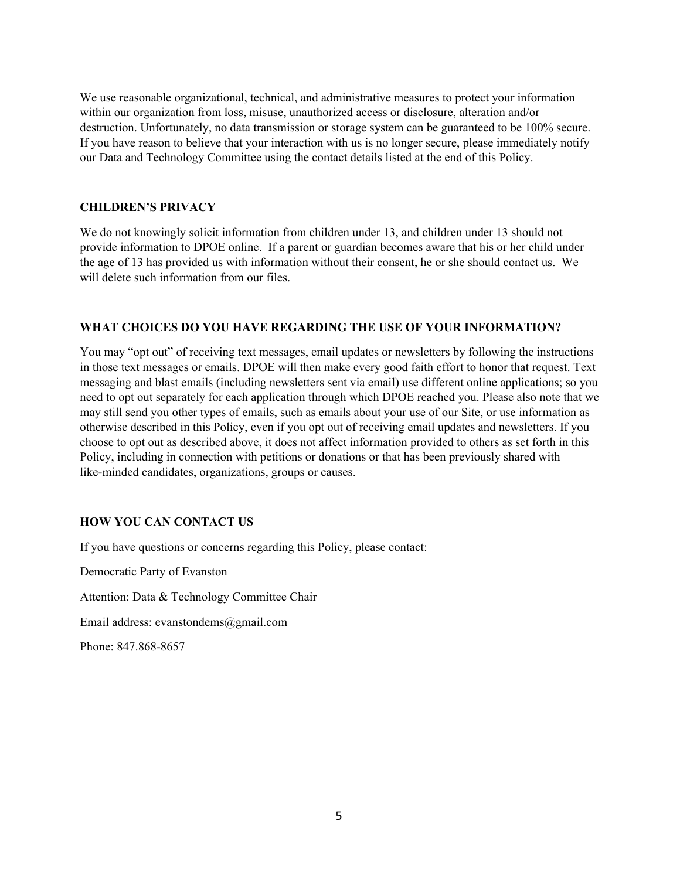We use reasonable organizational, technical, and administrative measures to protect your information within our organization from loss, misuse, unauthorized access or disclosure, alteration and/or destruction. Unfortunately, no data transmission or storage system can be guaranteed to be 100% secure. If you have reason to believe that your interaction with us is no longer secure, please immediately notify our Data and Technology Committee using the contact details listed at the end of this Policy.

## CHILDREN'S PRIVACY

We do not knowingly solicit information from children under 13, and children under 13 should not provide information to DPOE online. If a parent or guardian becomes aware that his or her child under the age of 13 has provided us with information without their consent, he or she should contact us. We will delete such information from our files.

## WHAT CHOICES DO YOU HAVE REGARDING THE USE OF YOUR INFORMATION?

You may "opt out" of receiving text messages, email updates or newsletters by following the instructions in those text messages or emails. DPOE will then make every good faith effort to honor that request. Text messaging and blast emails (including newsletters sent via email) use different online applications; so you need to opt out separately for each application through which DPOE reached you. Please also note that we may still send you other types of emails, such as emails about your use of our Site, or use information as otherwise described in this Policy, even if you opt out of receiving email updates and newsletters. If you choose to opt out as described above, it does not affect information provided to others as set forth in this Policy, including in connection with petitions or donations or that has been previously shared with like-minded candidates, organizations, groups or causes.

## HOW YOU CAN CONTACT US

If you have questions or concerns regarding this Policy, please contact:

Democratic Party of Evanston

Attention: Data & Technology Committee Chair

Email address: evanstondems@gmail.com

Phone: 847.868-8657